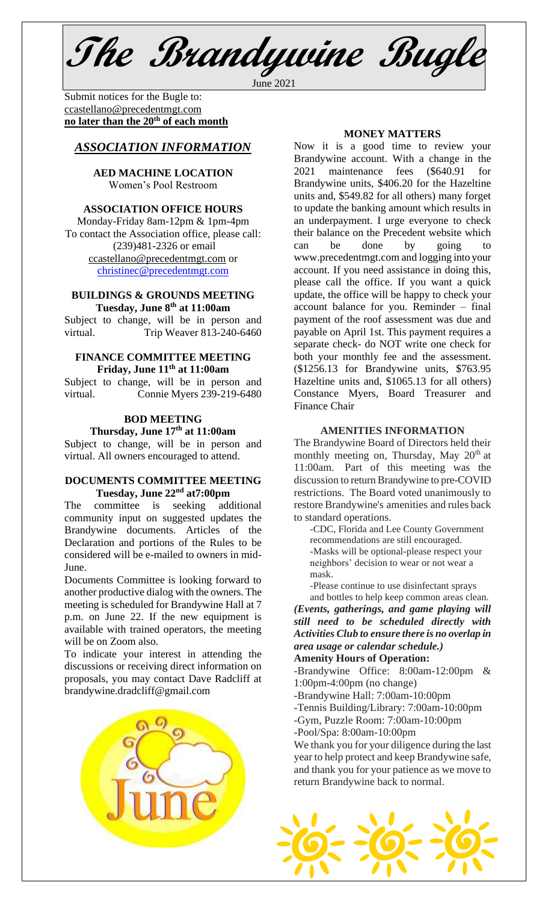# The Brandywine Bugle

June 2021

Submit notices for the Bugle to: ccastellano@precedentmgt.com
**no later than the 20th of each month**

## *ASSOCIATION INFORMATION*

**AED MACHINE LOCATION**
Women's Pool Restroom

**ASSOCIATION OFFICE HOURS**
Monday-Friday 8am-12pm & 1pm-4pm
To contact the Association office, please call: (239)481-2326 or email ccastellano@precedentmgt.com or christinec@precedentmgt.com

**BUILDINGS & GROUNDS MEETING**
**Tuesday, June 8th at 11:00am**
Subject to change, will be in person and virtual. Trip Weaver 813-240-6460

**FINANCE COMMITTEE MEETING**
**Friday, June 11th at 11:00am**
Subject to change, will be in person and virtual. Connie Myers 239-219-6480

**BOD MEETING**
**Thursday, June 17th at 11:00am**
Subject to change, will be in person and virtual. All owners encouraged to attend.

**DOCUMENTS COMMITTEE MEETING**
**Tuesday, June 22nd at7:00pm**
The committee is seeking additional community input on suggested updates the Brandywine documents. Articles of the Declaration and portions of the Rules to be considered will be e-mailed to owners in mid-June.

Documents Committee is looking forward to another productive dialog with the owners. The meeting is scheduled for Brandywine Hall at 7 p.m. on June 22. If the new equipment is available with trained operators, the meeting will be on Zoom also.

To indicate your interest in attending the discussions or receiving direct information on proposals, you may contact Dave Radcliff at brandywine.dradcliff@gmail.com

**MONEY MATTERS**

Now it is a good time to review your Brandywine account. With a change in the 2021 maintenance fees ($640.91 for Brandywine units, $406.20 for the Hazeltine units and, $549.82 for all others) many forget to update the banking amount which results in an underpayment. I urge everyone to check their balance on the Precedent website which can be done by going to www.precedentmgt.com and logging into your account. If you need assistance in doing this, please call the office. If you want a quick update, the office will be happy to check your account balance for you. Reminder – final payment of the roof assessment was due and payable on April 1st. This payment requires a separate check- do NOT write one check for both your monthly fee and the assessment. ($1256.13 for Brandywine units, $763.95 Hazeltine units and, $1065.13 for all others) Constance Myers, Board Treasurer and Finance Chair

**AMENITIES INFORMATION**

The Brandywine Board of Directors held their monthly meeting on, Thursday, May 20th at 11:00am. Part of this meeting was the discussion to return Brandywine to pre-COVID restrictions. The Board voted unanimously to restore Brandywine's amenities and rules back to standard operations.

- -CDC, Florida and Lee County Government recommendations are still encouraged.
- -Masks will be optional-please respect your neighbors' decision to wear or not wear a mask.
- -Please continue to use disinfectant sprays and bottles to help keep common areas clean.

***(Events, gatherings, and game playing will still need to be scheduled directly with Activities Club to ensure there is no overlap in area usage or calendar schedule.)***

**Amenity Hours of Operation:**

- -Brandywine Office: 8:00am-12:00pm & 1:00pm-4:00pm (no change)
- -Brandywine Hall: 7:00am-10:00pm
- -Tennis Building/Library: 7:00am-10:00pm
- -Gym, Puzzle Room: 7:00am-10:00pm
- -Pool/Spa: 8:00am-10:00pm

We thank you for your diligence during the last year to help protect and keep Brandywine safe, and thank you for your patience as we move to return Brandywine back to normal.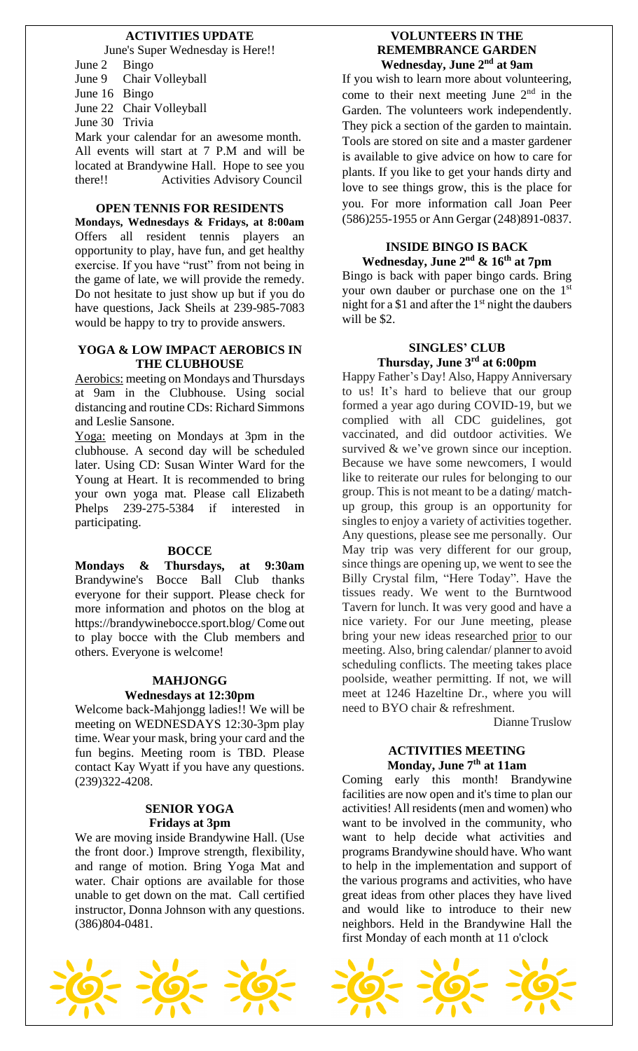## ACTIVITIES UPDATE

June's Super Wednesday is Here!!

June 2 Bingo
June 9 Chair Volleyball
June 16 Bingo
June 22 Chair Volleyball
June 30 Trivia

Mark your calendar for an awesome month. All events will start at 7 P.M and will be located at Brandywine Hall. Hope to see you there!! Activities Advisory Council

## OPEN TENNIS FOR RESIDENTS

**Mondays, Wednesdays & Fridays, at 8:00am** Offers all resident tennis players an opportunity to play, have fun, and get healthy exercise. If you have "rust" from not being in the game of late, we will provide the remedy. Do not hesitate to just show up but if you do have questions, Jack Sheils at 239-985-7083 would be happy to try to provide answers.

## YOGA & LOW IMPACT AEROBICS IN THE CLUBHOUSE

Aerobics: meeting on Mondays and Thursdays at 9am in the Clubhouse. Using social distancing and routine CDs: Richard Simmons and Leslie Sansone.

Yoga: meeting on Mondays at 3pm in the clubhouse. A second day will be scheduled later. Using CD: Susan Winter Ward for the Young at Heart. It is recommended to bring your own yoga mat. Please call Elizabeth Phelps 239-275-5384 if interested in participating.

## BOCCE

**Mondays & Thursdays, at 9:30am** Brandywine's Bocce Ball Club thanks everyone for their support. Please check for more information and photos on the blog at https://brandywinebocce.sport.blog/ Come out to play bocce with the Club members and others. Everyone is welcome!

## MAHJONGG

**Wednesdays at 12:30pm**

Welcome back-Mahjongg ladies!! We will be meeting on WEDNESDAYS 12:30-3pm play time. Wear your mask, bring your card and the fun begins. Meeting room is TBD. Please contact Kay Wyatt if you have any questions. (239)322-4208.

## SENIOR YOGA

**Fridays at 3pm**

We are moving inside Brandywine Hall. (Use the front door.) Improve strength, flexibility, and range of motion. Bring Yoga Mat and water. Chair options are available for those unable to get down on the mat. Call certified instructor, Donna Johnson with any questions. (386)804-0481.

## VOLUNTEERS IN THE REMEMBRANCE GARDEN

**Wednesday, June 2nd at 9am**

If you wish to learn more about volunteering, come to their next meeting June 2nd in the Garden. The volunteers work independently. They pick a section of the garden to maintain. Tools are stored on site and a master gardener is available to give advice on how to care for plants. If you like to get your hands dirty and love to see things grow, this is the place for you. For more information call Joan Peer (586)255-1955 or Ann Gergar (248)891-0837.

## INSIDE BINGO IS BACK

**Wednesday, June 2nd & 16th at 7pm**

Bingo is back with paper bingo cards. Bring your own dauber or purchase one on the 1st night for a $1 and after the 1st night the daubers will be $2.

## SINGLES' CLUB

**Thursday, June 3rd at 6:00pm**

Happy Father's Day! Also, Happy Anniversary to us! It's hard to believe that our group formed a year ago during COVID-19, but we complied with all CDC guidelines, got vaccinated, and did outdoor activities. We survived & we've grown since our inception. Because we have some newcomers, I would like to reiterate our rules for belonging to our group. This is not meant to be a dating/ match-up group, this group is an opportunity for singles to enjoy a variety of activities together. Any questions, please see me personally. Our May trip was very different for our group, since things are opening up, we went to see the Billy Crystal film, "Here Today". Have the tissues ready. We went to the Burntwood Tavern for lunch. It was very good and have a nice variety. For our June meeting, please bring your new ideas researched prior to our meeting. Also, bring calendar/ planner to avoid scheduling conflicts. The meeting takes place poolside, weather permitting. If not, we will meet at 1246 Hazeltine Dr., where you will need to BYO chair & refreshment.

Dianne Truslow

## ACTIVITIES MEETING

**Monday, June 7th at 11am**

Coming early this month! Brandywine facilities are now open and it's time to plan our activities! All residents (men and women) who want to be involved in the community, who want to help decide what activities and programs Brandywine should have. Who want to help in the implementation and support of the various programs and activities, who have great ideas from other places they have lived and would like to introduce to their new neighbors. Held in the Brandywine Hall the first Monday of each month at 11 o'clock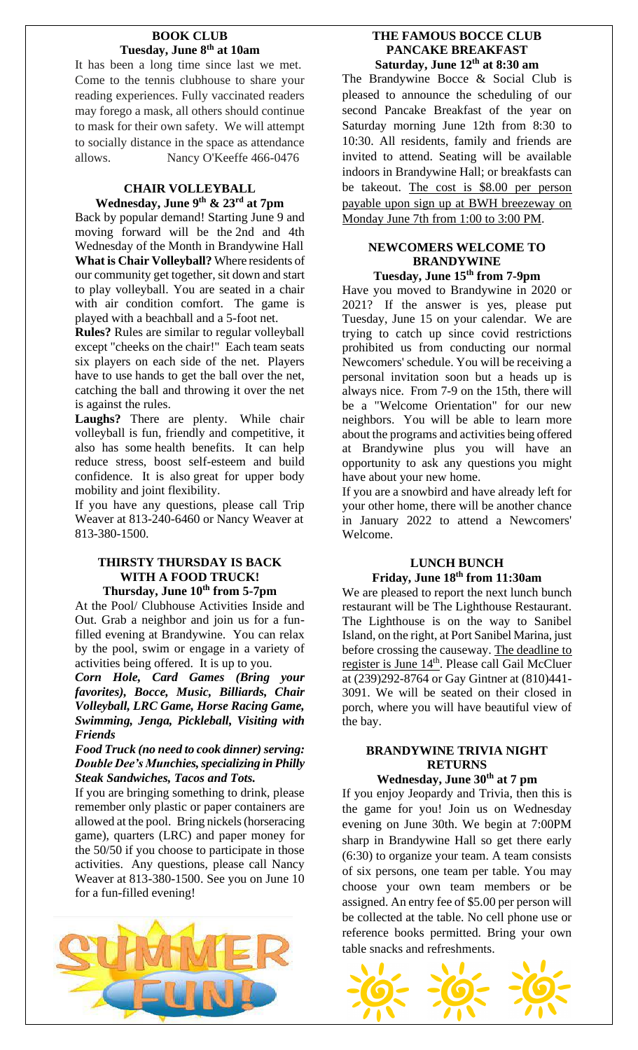## BOOK CLUB
**Tuesday, June 8th at 10am**

It has been a long time since last we met. Come to the tennis clubhouse to share your reading experiences. Fully vaccinated readers may forego a mask, all others should continue to mask for their own safety. We will attempt to socially distance in the space as attendance allows. Nancy O'Keeffe 466-0476

## CHAIR VOLLEYBALL
**Wednesday, June 9th & 23rd at 7pm**

Back by popular demand! Starting June 9 and moving forward will be the 2nd and 4th Wednesday of the Month in Brandywine Hall

**What is Chair Volleyball?** Where residents of our community get together, sit down and start to play volleyball. You are seated in a chair with air condition comfort. The game is played with a beachball and a 5-foot net.

**Rules?** Rules are similar to regular volleyball except "cheeks on the chair!" Each team seats six players on each side of the net. Players have to use hands to get the ball over the net, catching the ball and throwing it over the net is against the rules.

**Laughs?** There are plenty. While chair volleyball is fun, friendly and competitive, it also has some health benefits. It can help reduce stress, boost self-esteem and build confidence. It is also great for upper body mobility and joint flexibility.

If you have any questions, please call Trip Weaver at 813-240-6460 or Nancy Weaver at 813-380-1500.

## THIRSTY THURSDAY IS BACK WITH A FOOD TRUCK!
**Thursday, June 10th from 5-7pm**

At the Pool/ Clubhouse Activities Inside and Out. Grab a neighbor and join us for a fun-filled evening at Brandywine. You can relax by the pool, swim or engage in a variety of activities being offered. It is up to you.

***Corn Hole, Card Games (Bring your favorites), Bocce, Music, Billiards, Chair Volleyball, LRC Game, Horse Racing Game, Swimming, Jenga, Pickleball, Visiting with Friends***

***Food Truck (no need to cook dinner) serving: Double Dee's Munchies, specializing in Philly Steak Sandwiches, Tacos and Tots.***

If you are bringing something to drink, please remember only plastic or paper containers are allowed at the pool. Bring nickels (horseracing game), quarters (LRC) and paper money for the 50/50 if you choose to participate in those activities. Any questions, please call Nancy Weaver at 813-380-1500. See you on June 10 for a fun-filled evening!

SUMMER FUN!

## THE FAMOUS BOCCE CLUB PANCAKE BREAKFAST
**Saturday, June 12th at 8:30 am**

The Brandywine Bocce & Social Club is pleased to announce the scheduling of our second Pancake Breakfast of the year on Saturday morning June 12th from 8:30 to 10:30. All residents, family and friends are invited to attend. Seating will be available indoors in Brandywine Hall; or breakfasts can be takeout. The cost is $8.00 per person payable upon sign up at BWH breezeway on Monday June 7th from 1:00 to 3:00 PM.

## NEWCOMERS WELCOME TO BRANDYWINE
**Tuesday, June 15th from 7-9pm**

Have you moved to Brandywine in 2020 or 2021? If the answer is yes, please put Tuesday, June 15 on your calendar. We are trying to catch up since covid restrictions prohibited us from conducting our normal Newcomers' schedule. You will be receiving a personal invitation soon but a heads up is always nice. From 7-9 on the 15th, there will be a "Welcome Orientation" for our new neighbors. You will be able to learn more about the programs and activities being offered at Brandywine plus you will have an opportunity to ask any questions you might have about your new home.

If you are a snowbird and have already left for your other home, there will be another chance in January 2022 to attend a Newcomers' Welcome.

## LUNCH BUNCH
**Friday, June 18th from 11:30am**

We are pleased to report the next lunch bunch restaurant will be The Lighthouse Restaurant. The Lighthouse is on the way to Sanibel Island, on the right, at Port Sanibel Marina, just before crossing the causeway. The deadline to register is June 14th. Please call Gail McCluer at (239)292-8764 or Gay Gintner at (810)441-3091. We will be seated on their closed in porch, where you will have beautiful view of the bay.

## BRANDYWINE TRIVIA NIGHT RETURNS
**Wednesday, June 30th at 7 pm**

If you enjoy Jeopardy and Trivia, then this is the game for you! Join us on Wednesday evening on June 30th. We begin at 7:00PM sharp in Brandywine Hall so get there early (6:30) to organize your team. A team consists of six persons, one team per table. You may choose your own team members or be assigned. An entry fee of $5.00 per person will be collected at the table. No cell phone use or reference books permitted. Bring your own table snacks and refreshments.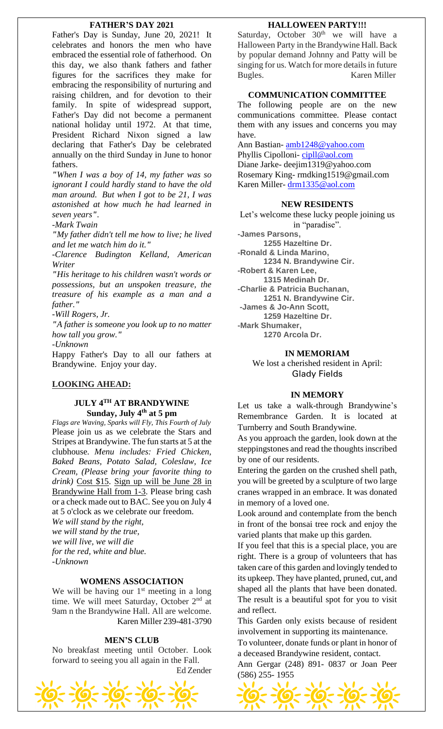## FATHER'S DAY 2021

Father's Day is Sunday, June 20, 2021! It celebrates and honors the men who have embraced the essential role of fatherhood. On this day, we also thank fathers and father figures for the sacrifices they make for embracing the responsibility of nurturing and raising children, and for devotion to their family. In spite of widespread support, Father's Day did not become a permanent national holiday until 1972. At that time, President Richard Nixon signed a law declaring that Father's Day be celebrated annually on the third Sunday in June to honor fathers.

*"When I was a boy of 14, my father was so ignorant I could hardly stand to have the old man around. But when I got to be 21, I was astonished at how much he had learned in seven years".*

*-Mark Twain*

*"My father didn't tell me how to live; he lived and let me watch him do it."*

*-Clarence Budington Kelland, American Writer*

*"His heritage to his children wasn't words or possessions, but an unspoken treasure, the treasure of his example as a man and a father."*

*-Will Rogers, Jr.*

*"A father is someone you look up to no matter how tall you grow."*

*-Unknown*

Happy Father's Day to all our fathers at Brandywine. Enjoy your day.

**LOOKING AHEAD:**

## JULY 4TH AT BRANDYWINE
**Sunday, July 4th at 5 pm**

*Flags are Waving, Sparks will Fly, This Fourth of July*

Please join us as we celebrate the Stars and Stripes at Brandywine. The fun starts at 5 at the clubhouse. *Menu includes: Fried Chicken, Baked Beans, Potato Salad, Coleslaw, Ice Cream, (Please bring your favorite thing to drink)* Cost $15. Sign up will be June 28 in Brandywine Hall from 1-3. Please bring cash or a check made out to BAC. See you on July 4 at 5 o'clock as we celebrate our freedom.

*We will stand by the right,*
*we will stand by the true,*
*we will live, we will die*
*for the red, white and blue.*
*-Unknown*

## WOMENS ASSOCIATION

We will be having our 1st meeting in a long time. We will meet Saturday, October 2nd at 9am n the Brandywine Hall. All are welcome.

Karen Miller 239-481-3790

## MEN'S CLUB

No breakfast meeting until October. Look forward to seeing you all again in the Fall.

Ed Zender

## HALLOWEEN PARTY!!!

Saturday, October 30th we will have a Halloween Party in the Brandywine Hall. Back by popular demand Johnny and Patty will be singing for us. Watch for more details in future Bugles. Karen Miller

## COMMUNICATION COMMITTEE

The following people are on the new communications committee. Please contact them with any issues and concerns you may have.

Ann Bastian- amb1248@yahoo.com
Phyllis Cipolloni- cipll@aol.com
Diane Jarke- deejim1319@yahoo.com
Rosemary King- rmdking1519@gmail.com
Karen Miller- drm1335@aol.com

## NEW RESIDENTS

Let's welcome these lucky people joining us in "paradise".

- **James Parsons,**
  **1255 Hazeltine Dr.**
- **Ronald & Linda Marino,**
  **1234 N. Brandywine Cir.**
- **Robert & Karen Lee,**
  **1315 Medinah Dr.**
- **Charlie & Patricia Buchanan,**
  **1251 N. Brandywine Cir.**
- **James & Jo-Ann Scott,**
  **1259 Hazeltine Dr.**
- **Mark Shumaker,**
  **1270 Arcola Dr.**

## IN MEMORIAM

We lost a cherished resident in April:
Glady Fields

## IN MEMORY

Let us take a walk-through Brandywine's Remembrance Garden. It is located at Turnberry and South Brandywine.

As you approach the garden, look down at the steppingstones and read the thoughts inscribed by one of our residents.

Entering the garden on the crushed shell path, you will be greeted by a sculpture of two large cranes wrapped in an embrace. It was donated in memory of a loved one.

Look around and contemplate from the bench in front of the bonsai tree rock and enjoy the varied plants that make up this garden.

If you feel that this is a special place, you are right. There is a group of volunteers that has taken care of this garden and lovingly tended to its upkeep. They have planted, pruned, cut, and shaped all the plants that have been donated. The result is a beautiful spot for you to visit and reflect.

This Garden only exists because of resident involvement in supporting its maintenance.

To volunteer, donate funds or plant in honor of a deceased Brandywine resident, contact.

Ann Gergar (248) 891- 0837 or Joan Peer (586) 255- 1955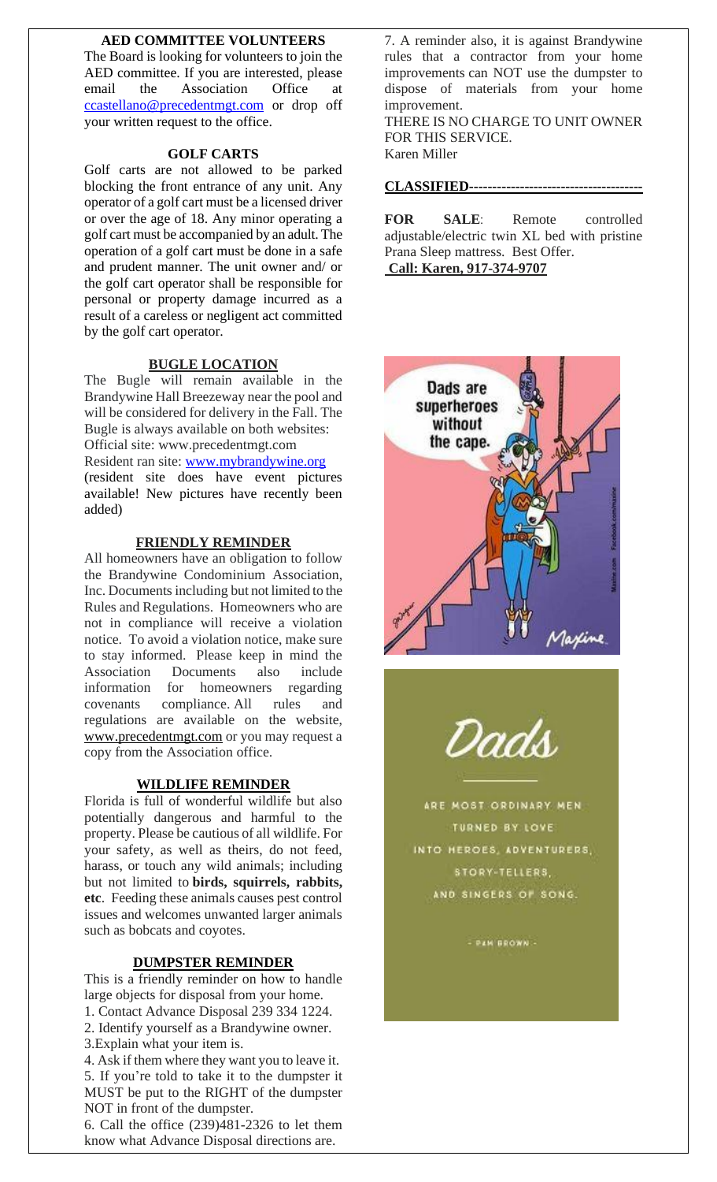### AED COMMITTEE VOLUNTEERS

The Board is looking for volunteers to join the AED committee. If you are interested, please email the Association Office at ccastellano@precedentmgt.com or drop off your written request to the office.

### GOLF CARTS

Golf carts are not allowed to be parked blocking the front entrance of any unit. Any operator of a golf cart must be a licensed driver or over the age of 18. Any minor operating a golf cart must be accompanied by an adult. The operation of a golf cart must be done in a safe and prudent manner. The unit owner and/ or the golf cart operator shall be responsible for personal or property damage incurred as a result of a careless or negligent act committed by the golf cart operator.

### BUGLE LOCATION

The Bugle will remain available in the Brandywine Hall Breezeway near the pool and will be considered for delivery in the Fall. The Bugle is always available on both websites:
Official site: www.precedentmgt.com
Resident ran site: www.mybrandywine.org
(resident site does have event pictures available! New pictures have recently been added)

### FRIENDLY REMINDER

All homeowners have an obligation to follow the Brandywine Condominium Association, Inc. Documents including but not limited to the Rules and Regulations. Homeowners who are not in compliance will receive a violation notice. To avoid a violation notice, make sure to stay informed. Please keep in mind the Association Documents also include information for homeowners regarding covenants compliance. All rules and regulations are available on the website, www.precedentmgt.com or you may request a copy from the Association office.

### WILDLIFE REMINDER

Florida is full of wonderful wildlife but also potentially dangerous and harmful to the property. Please be cautious of all wildlife. For your safety, as well as theirs, do not feed, harass, or touch any wild animals; including but not limited to **birds, squirrels, rabbits, etc**. Feeding these animals causes pest control issues and welcomes unwanted larger animals such as bobcats and coyotes.

### DUMPSTER REMINDER

This is a friendly reminder on how to handle large objects for disposal from your home.

1. Contact Advance Disposal 239 334 1224.
2. Identify yourself as a Brandywine owner.
3. Explain what your item is.
4. Ask if them where they want you to leave it.
5. If you're told to take it to the dumpster it MUST be put to the RIGHT of the dumpster NOT in front of the dumpster.
6. Call the office (239)481-2326 to let them know what Advance Disposal directions are.
7. A reminder also, it is against Brandywine rules that a contractor from your home improvements can NOT use the dumpster to dispose of materials from your home improvement.

THERE IS NO CHARGE TO UNIT OWNER FOR THIS SERVICE.
Karen Miller

**CLASSIFIED-------------------------------------**

**FOR SALE**: Remote controlled adjustable/electric twin XL bed with pristine Prana Sleep mattress. Best Offer.
**Call: Karen, 917-374-9707**

Dads are superheroes without the cape.

Maxine

*Dads*

ARE MOST ORDINARY MEN TURNED BY LOVE INTO HEROES, ADVENTURERS, STORY-TELLERS, AND SINGERS OF SONG.

- PAM BROWN -